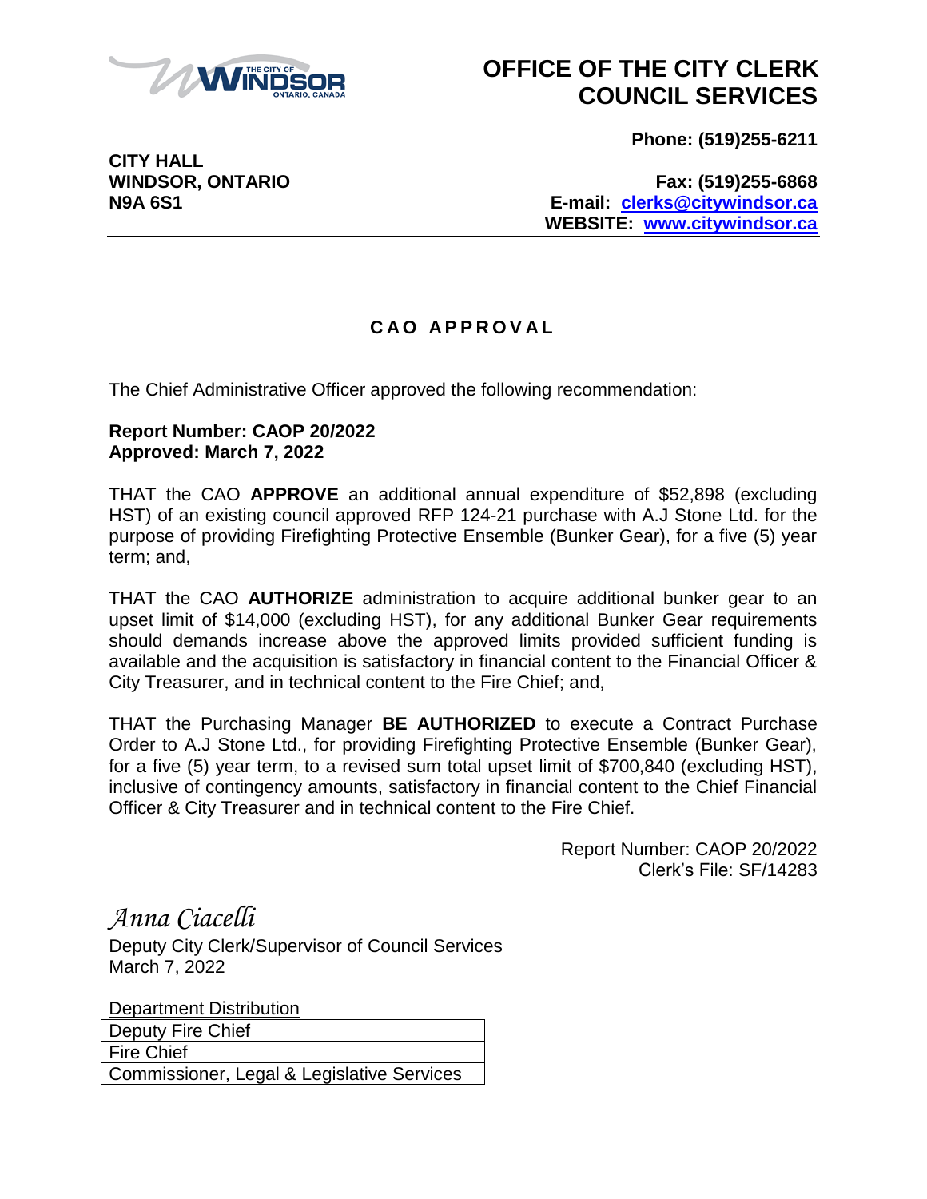# OFFICE OF THE CITY CLERK COUNCIL SERVICES

**CITY HALL**
**WINDSOR, ONTARIO**
**N9A 6S1**

**Phone: (519)255-6211**

**Fax: (519)255-6868**
**E-mail: clerks@citywindsor.ca**
**WEBSITE: www.citywindsor.ca**

## CAO APPROVAL

The Chief Administrative Officer approved the following recommendation:

**Report Number: CAOP 20/2022**
**Approved: March 7, 2022**

THAT the CAO **APPROVE** an additional annual expenditure of $52,898 (excluding HST) of an existing council approved RFP 124-21 purchase with A.J Stone Ltd. for the purpose of providing Firefighting Protective Ensemble (Bunker Gear), for a five (5) year term; and,

THAT the CAO **AUTHORIZE** administration to acquire additional bunker gear to an upset limit of $14,000 (excluding HST), for any additional Bunker Gear requirements should demands increase above the approved limits provided sufficient funding is available and the acquisition is satisfactory in financial content to the Financial Officer & City Treasurer, and in technical content to the Fire Chief; and,

THAT the Purchasing Manager **BE AUTHORIZED** to execute a Contract Purchase Order to A.J Stone Ltd., for providing Firefighting Protective Ensemble (Bunker Gear), for a five (5) year term, to a revised sum total upset limit of $700,840 (excluding HST), inclusive of contingency amounts, satisfactory in financial content to the Chief Financial Officer & City Treasurer and in technical content to the Fire Chief.

Report Number: CAOP 20/2022
Clerk's File: SF/14283

*Anna Ciacelli*
Deputy City Clerk/Supervisor of Council Services
March 7, 2022

| Department Distribution |
| --- |
| Deputy Fire Chief |
| Fire Chief |
| Commissioner, Legal & Legislative Services |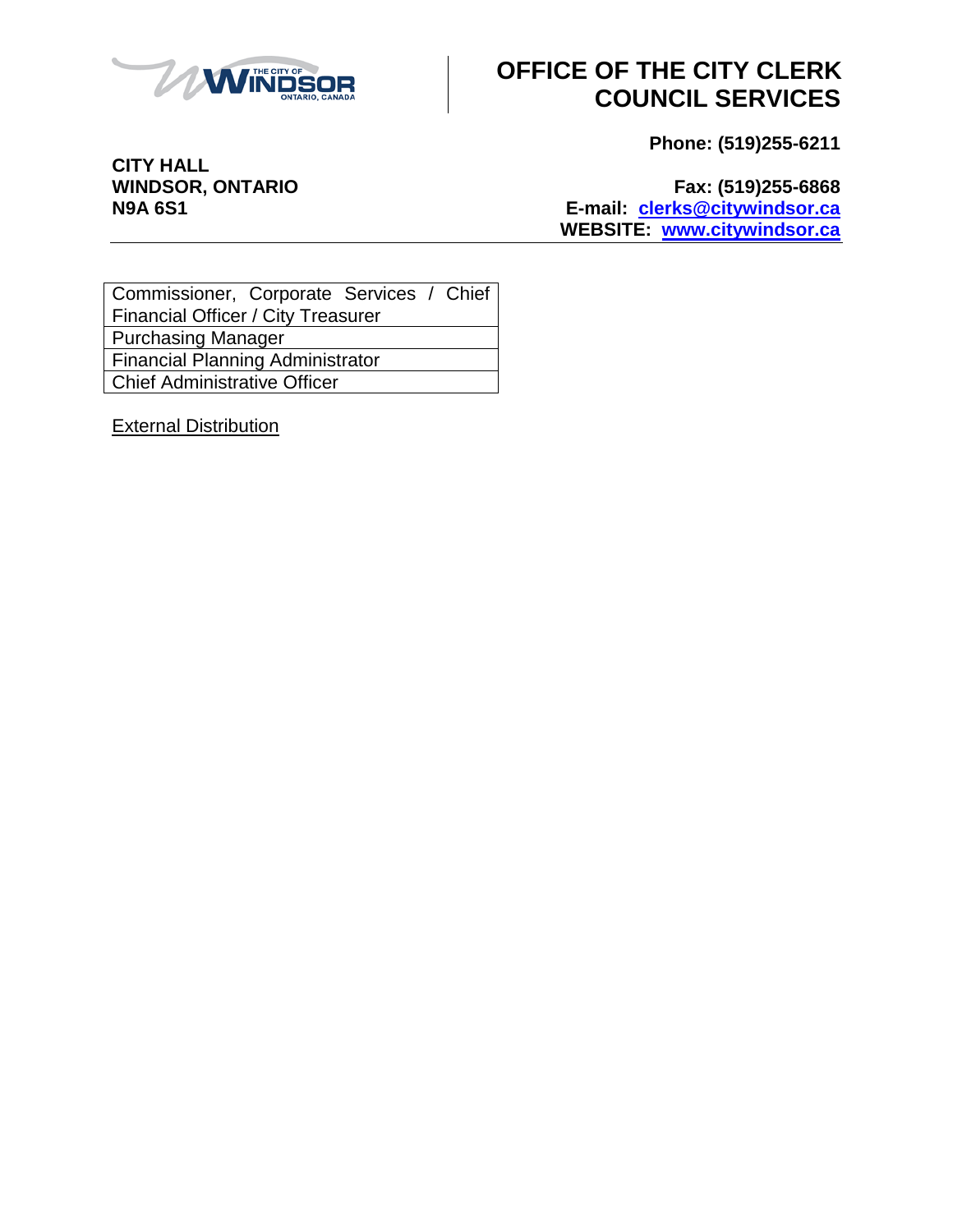# OFFICE OF THE CITY CLERK COUNCIL SERVICES

**CITY HALL**
**WINDSOR, ONTARIO**
**N9A 6S1**

**Phone: (519)255-6211**

**Fax: (519)255-6868**
**E-mail: clerks@citywindsor.ca**
**WEBSITE: www.citywindsor.ca**

| |
|---|
| Commissioner, Corporate Services / Chief Financial Officer / City Treasurer |
| Purchasing Manager |
| Financial Planning Administrator |
| Chief Administrative Officer |

External Distribution